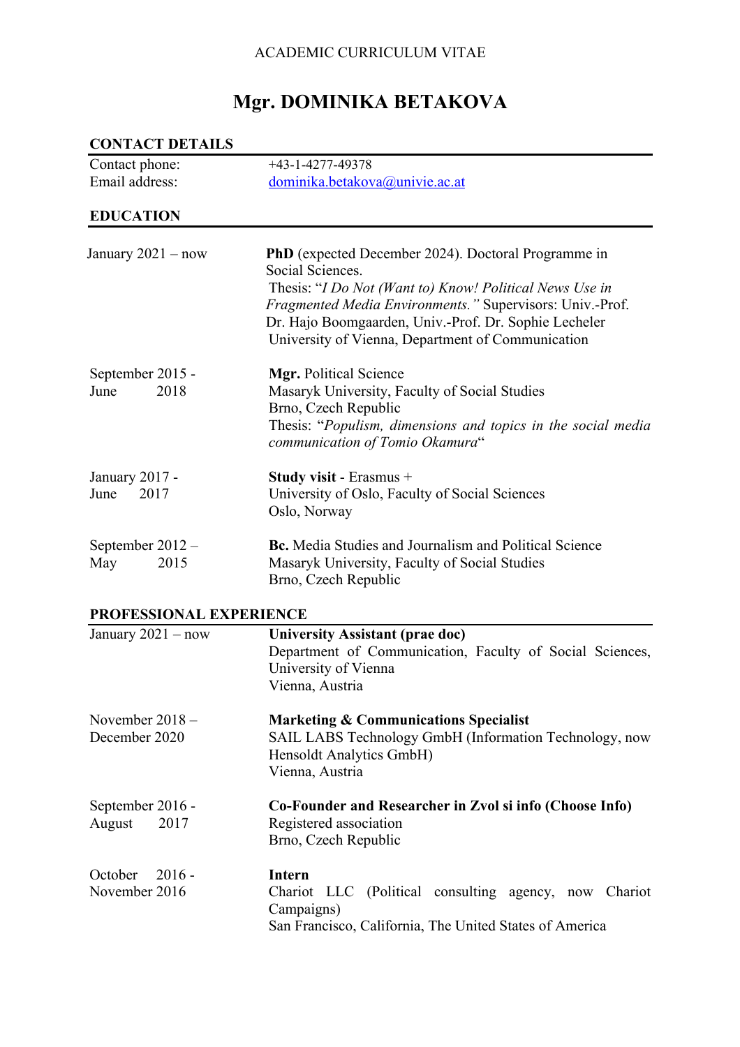ACADEMIC CURRICULUM VITAE

# Mgr. DOMINIKA BETAKOVA

## CONTACT DETAILS

| | |
|---|---|
| Contact phone: | +43-1-4277-49378 |
| Email address: | dominika.betakova@univie.ac.at |

## EDUCATION

| | |
|---|---|
| January 2021 – now | **PhD** (expected December 2024). Doctoral Programme in Social Sciences.<br>Thesis: "*I Do Not (Want to) Know! Political News Use in Fragmented Media Environments.*" Supervisors: Univ.-Prof. Dr. Hajo Boomgaarden, Univ.-Prof. Dr. Sophie Lecheler<br>University of Vienna, Department of Communication |
| September 2015 - June 2018 | **Mgr.** Political Science<br>Masaryk University, Faculty of Social Studies<br>Brno, Czech Republic<br>Thesis: "*Populism, dimensions and topics in the social media communication of Tomio Okamura*" |
| January 2017 - June 2017 | **Study visit** - Erasmus +<br>University of Oslo, Faculty of Social Sciences<br>Oslo, Norway |
| September 2012 – May 2015 | **Bc.** Media Studies and Journalism and Political Science<br>Masaryk University, Faculty of Social Studies<br>Brno, Czech Republic |

## PROFESSIONAL EXPERIENCE

| | |
|---|---|
| January 2021 – now | **University Assistant (prae doc)**<br>Department of Communication, Faculty of Social Sciences, University of Vienna<br>Vienna, Austria |
| November 2018 – December 2020 | **Marketing & Communications Specialist**<br>SAIL LABS Technology GmbH (Information Technology, now Hensoldt Analytics GmbH)<br>Vienna, Austria |
| September 2016 - August 2017 | **Co-Founder and Researcher in Zvol si info (Choose Info)**<br>Registered association<br>Brno, Czech Republic |
| October 2016 - November 2016 | **Intern**<br>Chariot LLC (Political consulting agency, now Chariot Campaigns)<br>San Francisco, California, The United States of America |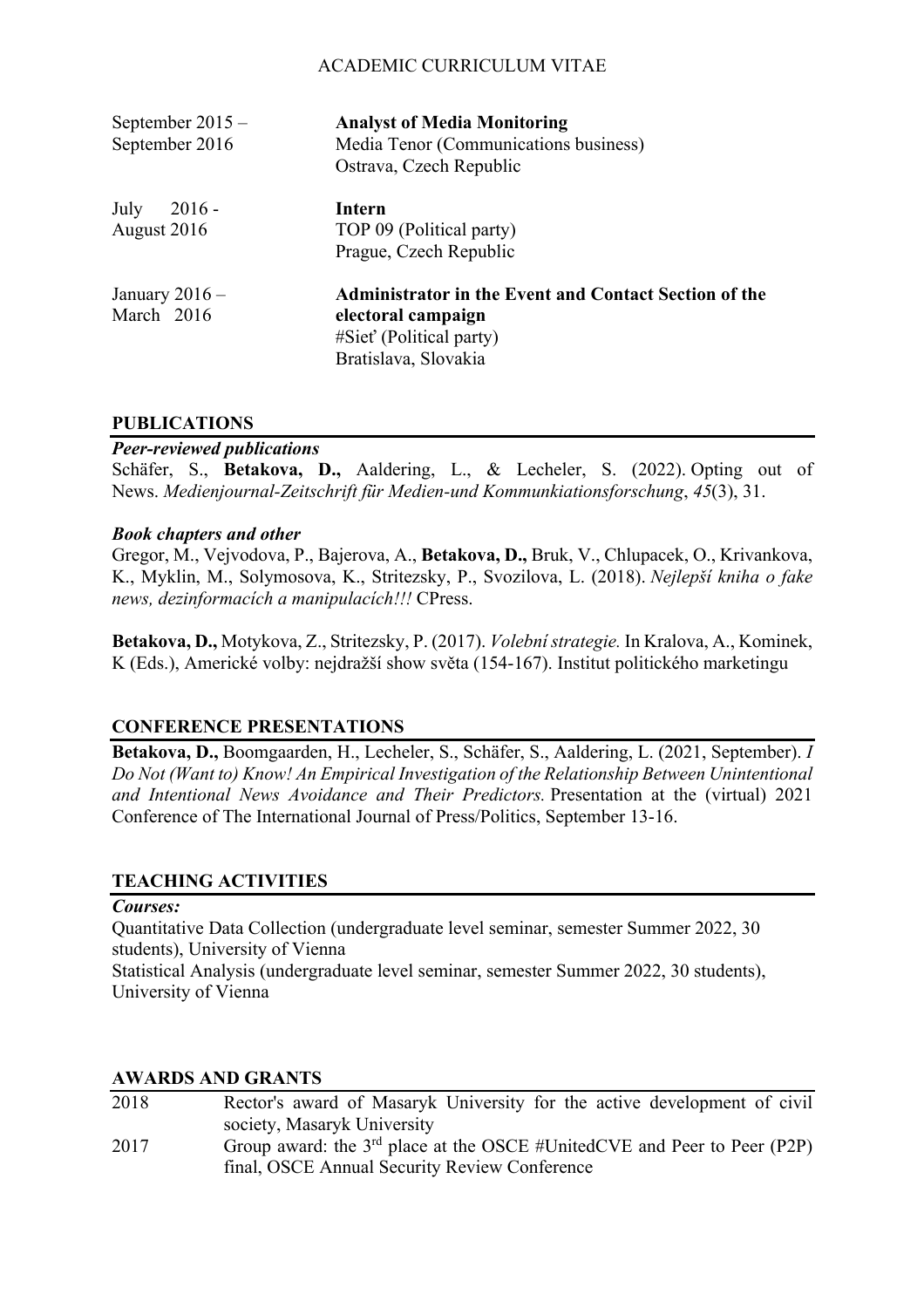| | |
|---|---|
| September 2015 – September 2016 | **Analyst of Media Monitoring**<br>Media Tenor (Communications business)<br>Ostrava, Czech Republic |
| July 2016 - August 2016 | **Intern**<br>TOP 09 (Political party)<br>Prague, Czech Republic |
| January 2016 – March 2016 | **Administrator in the Event and Contact Section of the electoral campaign**<br>#Sieť (Political party)<br>Bratislava, Slovakia |

## PUBLICATIONS

***Peer-reviewed publications***

Schäfer, S., **Betakova, D.,** Aaldering, L., & Lecheler, S. (2022). Opting out of News. *Medienjournal-Zeitschrift für Medien-und Kommunkiationsforschung*, *45*(3), 31.

***Book chapters and other***

Gregor, M., Vejvodova, P., Bajerova, A., **Betakova, D.,** Bruk, V., Chlupacek, O., Krivankova, K., Myklin, M., Solymosova, K., Stritezsky, P., Svozilova, L. (2018). *Nejlepší kniha o fake news, dezinformacích a manipulacích!!!* CPress.

**Betakova, D.,** Motykova, Z., Stritezsky, P. (2017). *Volební strategie.* In Kralova, A., Kominek, K (Eds.), Americké volby: nejdražší show světa (154-167). Institut politického marketingu

## CONFERENCE PRESENTATIONS

**Betakova, D.,** Boomgaarden, H., Lecheler, S., Schäfer, S., Aaldering, L. (2021, September). *I Do Not (Want to) Know! An Empirical Investigation of the Relationship Between Unintentional and Intentional News Avoidance and Their Predictors.* Presentation at the (virtual) 2021 Conference of The International Journal of Press/Politics, September 13-16.

## TEACHING ACTIVITIES

***Courses:***

Quantitative Data Collection (undergraduate level seminar, semester Summer 2022, 30 students), University of Vienna

Statistical Analysis (undergraduate level seminar, semester Summer 2022, 30 students), University of Vienna

## AWARDS AND GRANTS

| | |
|---|---|
| 2018 | Rector's award of Masaryk University for the active development of civil society, Masaryk University |
| 2017 | Group award: the 3rd place at the OSCE #UnitedCVE and Peer to Peer (P2P) final, OSCE Annual Security Review Conference |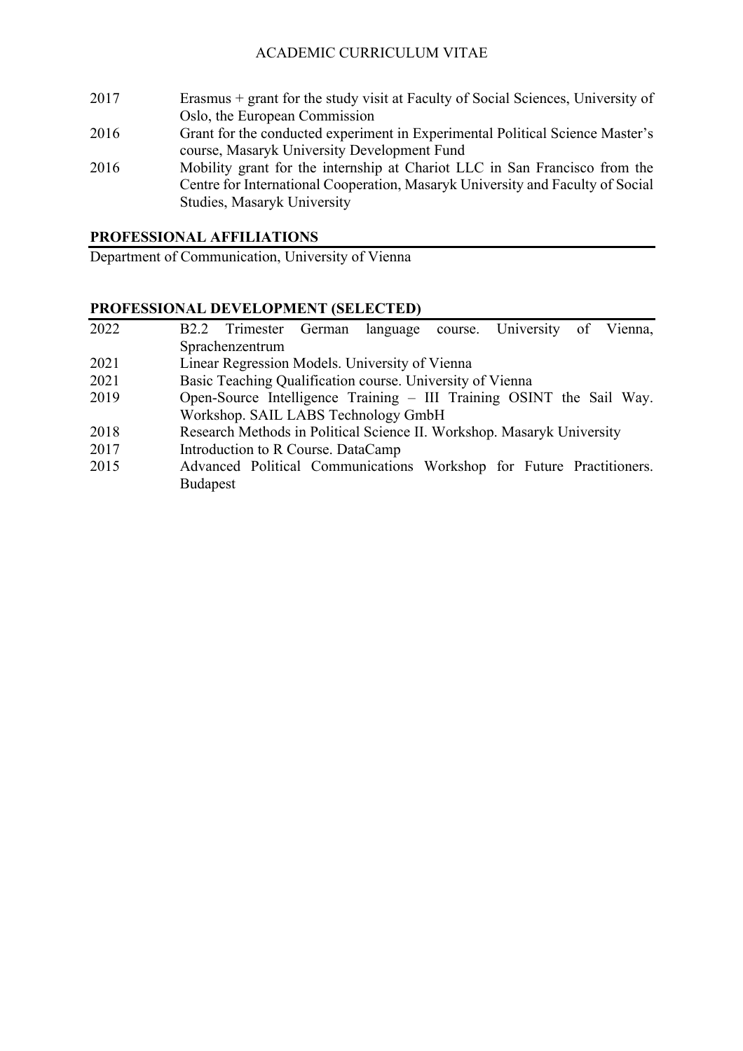| | |
|---|---|
| 2017 | Erasmus + grant for the study visit at Faculty of Social Sciences, University of Oslo, the European Commission |
| 2016 | Grant for the conducted experiment in Experimental Political Science Master's course, Masaryk University Development Fund |
| 2016 | Mobility grant for the internship at Chariot LLC in San Francisco from the Centre for International Cooperation, Masaryk University and Faculty of Social Studies, Masaryk University |

## PROFESSIONAL AFFILIATIONS

Department of Communication, University of Vienna

## PROFESSIONAL DEVELOPMENT (SELECTED)

| | |
|---|---|
| 2022 | B2.2 Trimester German language course. University of Vienna, Sprachenzentrum |
| 2021 | Linear Regression Models. University of Vienna |
| 2021 | Basic Teaching Qualification course. University of Vienna |
| 2019 | Open-Source Intelligence Training – III Training OSINT the Sail Way. Workshop. SAIL LABS Technology GmbH |
| 2018 | Research Methods in Political Science II. Workshop. Masaryk University |
| 2017 | Introduction to R Course. DataCamp |
| 2015 | Advanced Political Communications Workshop for Future Practitioners. Budapest |